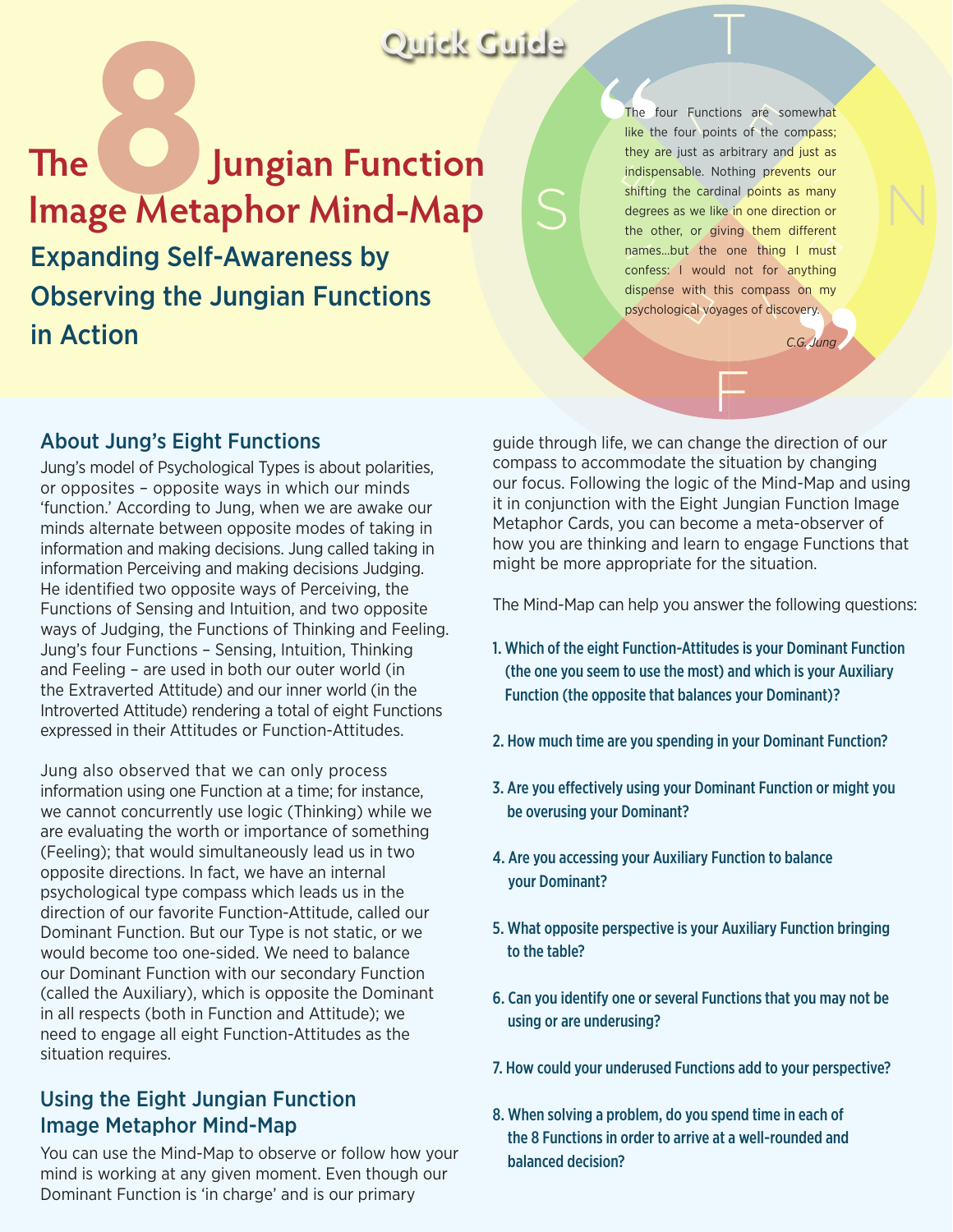Quick Guide

# The 8 Jungian Function Image Metaphor Mind-Map

## Expanding Self-Awareness by Observing the Jungian Functions in Action

> "The four Functions are somewhat like the four points of the compass; they are just as arbitrary and just as indispensable. Nothing prevents our shifting the cardinal points as many degrees as we like in one direction or the other, or giving them different names...but the one thing I must confess: I would not for anything dispense with this compass on my psychological voyages of discovery."
>
> *C.G. Jung*

### About Jung's Eight Functions

Jung's model of Psychological Types is about polarities, or opposites – opposite ways in which our minds 'function.' According to Jung, when we are awake our minds alternate between opposite modes of taking in information and making decisions. Jung called taking in information Perceiving and making decisions Judging. He identified two opposite ways of Perceiving, the Functions of Sensing and Intuition, and two opposite ways of Judging, the Functions of Thinking and Feeling. Jung's four Functions – Sensing, Intuition, Thinking and Feeling – are used in both our outer world (in the Extraverted Attitude) and our inner world (in the Introverted Attitude) rendering a total of eight Functions expressed in their Attitudes or Function-Attitudes.

Jung also observed that we can only process information using one Function at a time; for instance, we cannot concurrently use logic (Thinking) while we are evaluating the worth or importance of something (Feeling); that would simultaneously lead us in two opposite directions. In fact, we have an internal psychological type compass which leads us in the direction of our favorite Function-Attitude, called our Dominant Function. But our Type is not static, or we would become too one-sided. We need to balance our Dominant Function with our secondary Function (called the Auxiliary), which is opposite the Dominant in all respects (both in Function and Attitude); we need to engage all eight Function-Attitudes as the situation requires.

### Using the Eight Jungian Function Image Metaphor Mind-Map

You can use the Mind-Map to observe or follow how your mind is working at any given moment. Even though our Dominant Function is 'in charge' and is our primary guide through life, we can change the direction of our compass to accommodate the situation by changing our focus. Following the logic of the Mind-Map and using it in conjunction with the Eight Jungian Function Image Metaphor Cards, you can become a meta-observer of how you are thinking and learn to engage Functions that might be more appropriate for the situation.

The Mind-Map can help you answer the following questions:

1. Which of the eight Function-Attitudes is your Dominant Function (the one you seem to use the most) and which is your Auxiliary Function (the opposite that balances your Dominant)?
2. How much time are you spending in your Dominant Function?
3. Are you effectively using your Dominant Function or might you be overusing your Dominant?
4. Are you accessing your Auxiliary Function to balance your Dominant?
5. What opposite perspective is your Auxiliary Function bringing to the table?
6. Can you identify one or several Functions that you may not be using or are underusing?
7. How could your underused Functions add to your perspective?
8. When solving a problem, do you spend time in each of the 8 Functions in order to arrive at a well-rounded and balanced decision?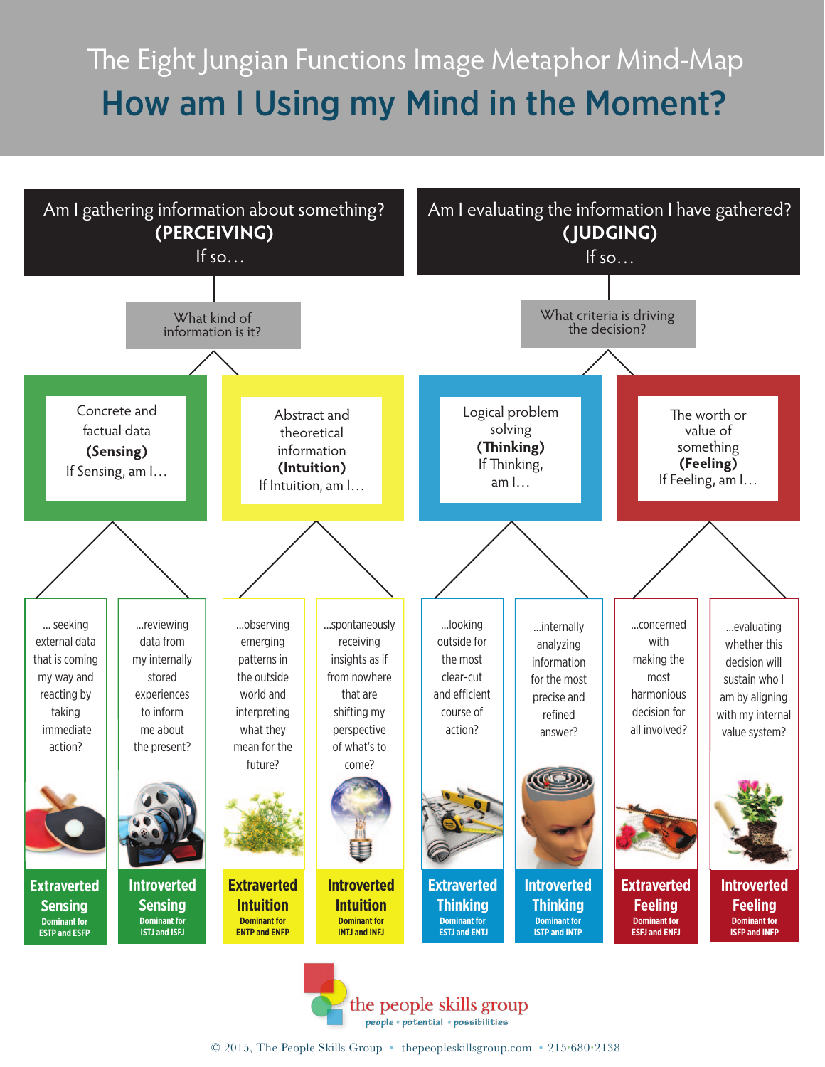# The Eight Jungian Functions Image Metaphor Mind-Map

## How am I Using my Mind in the Moment?

### Am I gathering information about something? **(PERCEIVING)** If so…

What kind of information is it?

**Concrete and factual data (Sensing)** If Sensing, am I…

- … seeking external data that is coming my way and reacting by taking immediate action?
  **Extraverted Sensing** — Dominant for ESTP and ESFP
- …reviewing data from my internally stored experiences to inform me about the present?
  **Introverted Sensing** — Dominant for ISTJ and ISFJ

**Abstract and theoretical information (Intuition)** If Intuition, am I…

- …observing emerging patterns in the outside world and interpreting what they mean for the future?
  **Extraverted Intuition** — Dominant for ENTP and ENFP
- …spontaneously receiving insights as if from nowhere that are shifting my perspective of what's to come?
  **Introverted Intuition** — Dominant for INTJ and INFJ

### Am I evaluating the information I have gathered? **(JUDGING)** If so…

What criteria is driving the decision?

**Logical problem solving (Thinking)** If Thinking, am I…

- …looking outside for the most clear-cut and efficient course of action?
  **Extraverted Thinking** — Dominant for ESTJ and ENTJ
- …internally analyzing information for the most precise and refined answer?
  **Introverted Thinking** — Dominant for ISTP and INTP

**The worth or value of something (Feeling)** If Feeling, am I…

- …concerned with making the most harmonious decision for all involved?
  **Extraverted Feeling** — Dominant for ESFJ and ENFJ
- …evaluating whether this decision will sustain who I am by aligning with my internal value system?
  **Introverted Feeling** — Dominant for ISFP and INFP

the people skills group
people • potential • possibilities

© 2015, The People Skills Group • thepeopleskillsgroup.com • 215•680•2138